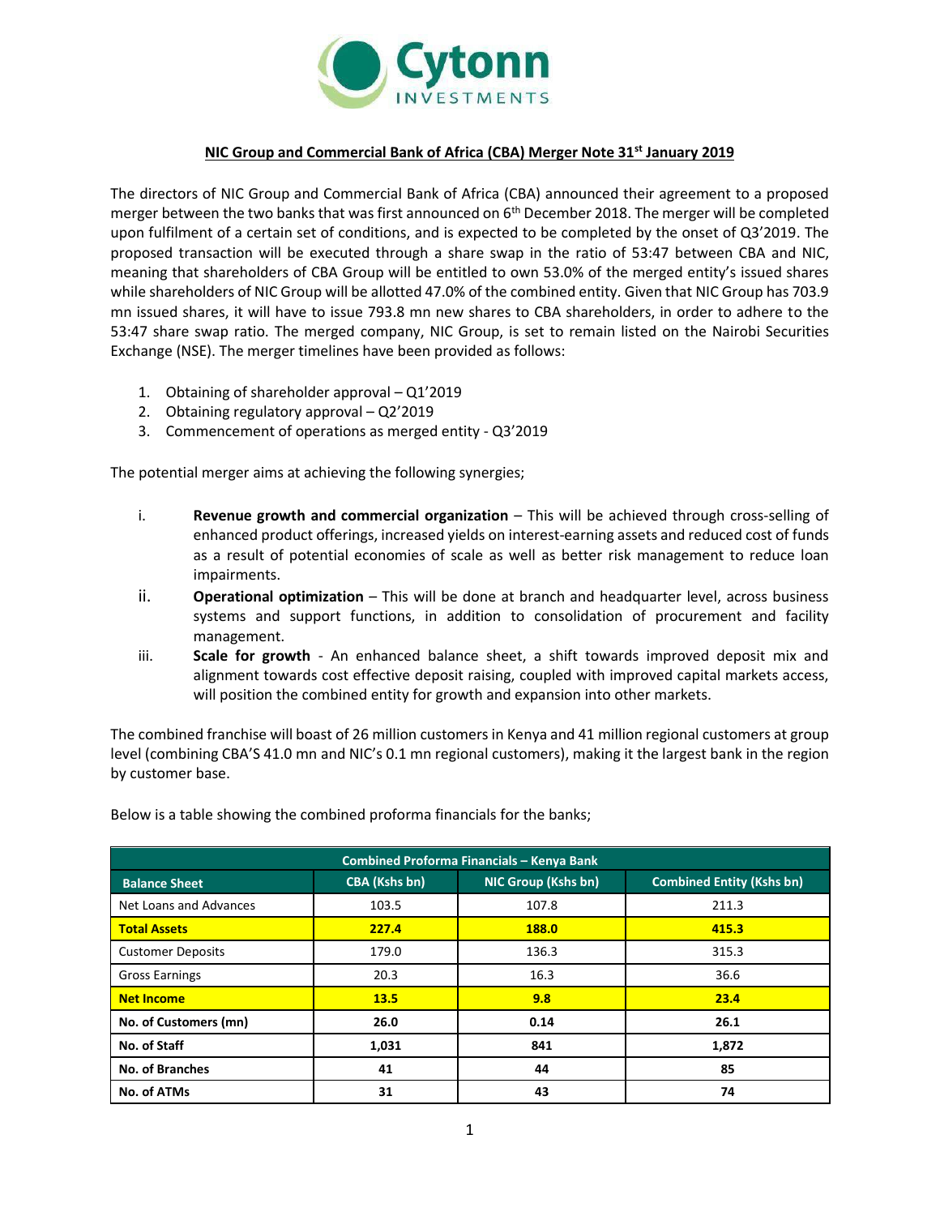## NIC Group and Commercial Bank of Africa (CBA) Merger Note 31st January 2019

The directors of NIC Group and Commercial Bank of Africa (CBA) announced their agreement to a proposed merger between the two banks that was first announced on 6th December 2018. The merger will be completed upon fulfilment of a certain set of conditions, and is expected to be completed by the onset of Q3'2019. The proposed transaction will be executed through a share swap in the ratio of 53:47 between CBA and NIC, meaning that shareholders of CBA Group will be entitled to own 53.0% of the merged entity's issued shares while shareholders of NIC Group will be allotted 47.0% of the combined entity. Given that NIC Group has 703.9 mn issued shares, it will have to issue 793.8 mn new shares to CBA shareholders, in order to adhere to the 53:47 share swap ratio. The merged company, NIC Group, is set to remain listed on the Nairobi Securities Exchange (NSE). The merger timelines have been provided as follows:

1. Obtaining of shareholder approval – Q1'2019
2. Obtaining regulatory approval – Q2'2019
3. Commencement of operations as merged entity - Q3'2019

The potential merger aims at achieving the following synergies;

i. **Revenue growth and commercial organization** – This will be achieved through cross-selling of enhanced product offerings, increased yields on interest-earning assets and reduced cost of funds as a result of potential economies of scale as well as better risk management to reduce loan impairments.

ii. **Operational optimization** – This will be done at branch and headquarter level, across business systems and support functions, in addition to consolidation of procurement and facility management.

iii. **Scale for growth** - An enhanced balance sheet, a shift towards improved deposit mix and alignment towards cost effective deposit raising, coupled with improved capital markets access, will position the combined entity for growth and expansion into other markets.

The combined franchise will boast of 26 million customers in Kenya and 41 million regional customers at group level (combining CBA'S 41.0 mn and NIC's 0.1 mn regional customers), making it the largest bank in the region by customer base.

Below is a table showing the combined proforma financials for the banks;

| Combined Proforma Financials – Kenya Bank | | | |
|---|---|---|---|
| **Balance Sheet** | **CBA (Kshs bn)** | **NIC Group (Kshs bn)** | **Combined Entity (Kshs bn)** |
| Net Loans and Advances | 103.5 | 107.8 | 211.3 |
| **Total Assets** | **227.4** | **188.0** | **415.3** |
| Customer Deposits | 179.0 | 136.3 | 315.3 |
| Gross Earnings | 20.3 | 16.3 | 36.6 |
| **Net Income** | **13.5** | **9.8** | **23.4** |
| **No. of Customers (mn)** | **26.0** | **0.14** | **26.1** |
| **No. of Staff** | **1,031** | **841** | **1,872** |
| **No. of Branches** | **41** | **44** | **85** |
| **No. of ATMs** | **31** | **43** | **74** |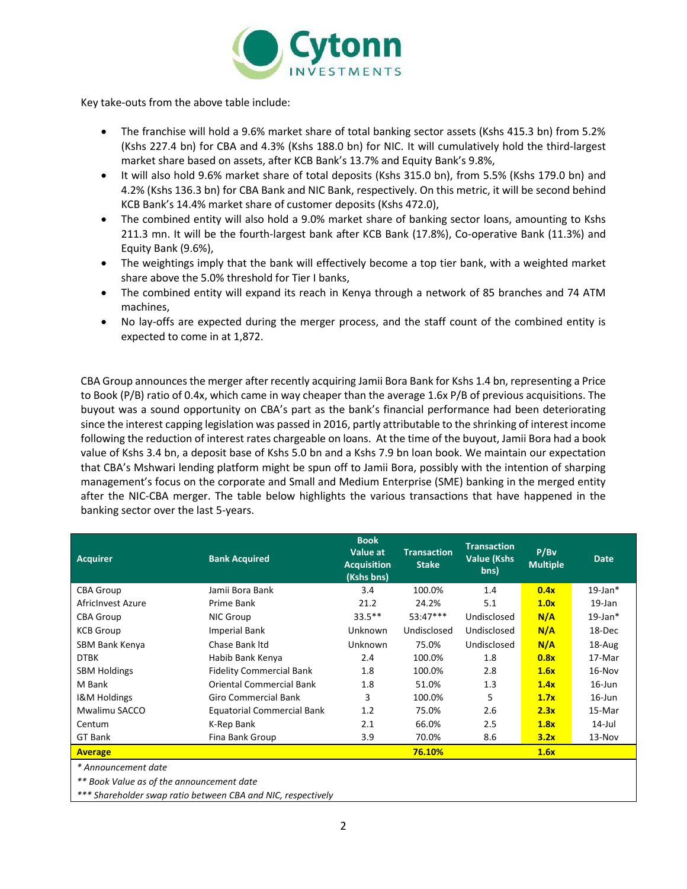Key take-outs from the above table include:

- The franchise will hold a 9.6% market share of total banking sector assets (Kshs 415.3 bn) from 5.2% (Kshs 227.4 bn) for CBA and 4.3% (Kshs 188.0 bn) for NIC. It will cumulatively hold the third-largest market share based on assets, after KCB Bank's 13.7% and Equity Bank's 9.8%,
- It will also hold 9.6% market share of total deposits (Kshs 315.0 bn), from 5.5% (Kshs 179.0 bn) and 4.2% (Kshs 136.3 bn) for CBA Bank and NIC Bank, respectively. On this metric, it will be second behind KCB Bank's 14.4% market share of customer deposits (Kshs 472.0),
- The combined entity will also hold a 9.0% market share of banking sector loans, amounting to Kshs 211.3 mn. It will be the fourth-largest bank after KCB Bank (17.8%), Co-operative Bank (11.3%) and Equity Bank (9.6%),
- The weightings imply that the bank will effectively become a top tier bank, with a weighted market share above the 5.0% threshold for Tier I banks,
- The combined entity will expand its reach in Kenya through a network of 85 branches and 74 ATM machines,
- No lay-offs are expected during the merger process, and the staff count of the combined entity is expected to come in at 1,872.

CBA Group announces the merger after recently acquiring Jamii Bora Bank for Kshs 1.4 bn, representing a Price to Book (P/B) ratio of 0.4x, which came in way cheaper than the average 1.6x P/B of previous acquisitions. The buyout was a sound opportunity on CBA's part as the bank's financial performance had been deteriorating since the interest capping legislation was passed in 2016, partly attributable to the shrinking of interest income following the reduction of interest rates chargeable on loans. At the time of the buyout, Jamii Bora had a book value of Kshs 3.4 bn, a deposit base of Kshs 5.0 bn and a Kshs 7.9 bn loan book. We maintain our expectation that CBA's Mshwari lending platform might be spun off to Jamii Bora, possibly with the intention of sharping management's focus on the corporate and Small and Medium Enterprise (SME) banking in the merged entity after the NIC-CBA merger. The table below highlights the various transactions that have happened in the banking sector over the last 5-years.

| Acquirer | Bank Acquired | Book Value at Acquisition (Kshs bns) | Transaction Stake | Transaction Value (Kshs bns) | P/Bv Multiple | Date |
|---|---|---|---|---|---|---|
| CBA Group | Jamii Bora Bank | 3.4 | 100.0% | 1.4 | **0.4x** | 19-Jan* |
| AfricInvest Azure | Prime Bank | 21.2 | 24.2% | 5.1 | **1.0x** | 19-Jan |
| CBA Group | NIC Group | 33.5** | 53:47*** | Undisclosed | **N/A** | 19-Jan* |
| KCB Group | Imperial Bank | Unknown | Undisclosed | Undisclosed | **N/A** | 18-Dec |
| SBM Bank Kenya | Chase Bank ltd | Unknown | 75.0% | Undisclosed | **N/A** | 18-Aug |
| DTBK | Habib Bank Kenya | 2.4 | 100.0% | 1.8 | **0.8x** | 17-Mar |
| SBM Holdings | Fidelity Commercial Bank | 1.8 | 100.0% | 2.8 | **1.6x** | 16-Nov |
| M Bank | Oriental Commercial Bank | 1.8 | 51.0% | 1.3 | **1.4x** | 16-Jun |
| I&M Holdings | Giro Commercial Bank | 3 | 100.0% | 5 | **1.7x** | 16-Jun |
| Mwalimu SACCO | Equatorial Commercial Bank | 1.2 | 75.0% | 2.6 | **2.3x** | 15-Mar |
| Centum | K-Rep Bank | 2.1 | 66.0% | 2.5 | **1.8x** | 14-Jul |
| GT Bank | Fina Bank Group | 3.9 | 70.0% | 8.6 | **3.2x** | 13-Nov |
| **Average** | | | **76.10%** | | **1.6x** | |

*\* Announcement date*

*\*\* Book Value as of the announcement date*

*\*\*\* Shareholder swap ratio between CBA and NIC, respectively*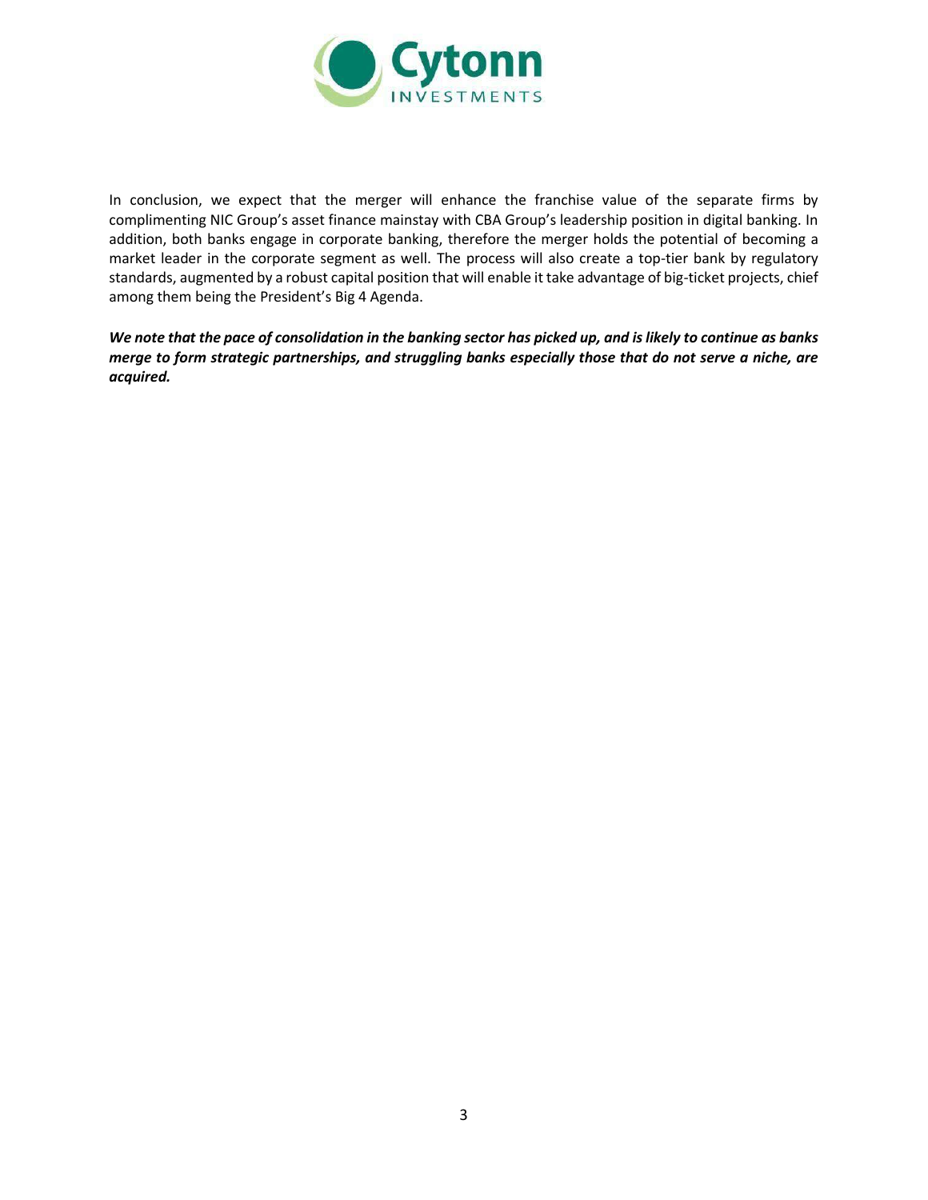In conclusion, we expect that the merger will enhance the franchise value of the separate firms by complimenting NIC Group's asset finance mainstay with CBA Group's leadership position in digital banking. In addition, both banks engage in corporate banking, therefore the merger holds the potential of becoming a market leader in the corporate segment as well. The process will also create a top-tier bank by regulatory standards, augmented by a robust capital position that will enable it take advantage of big-ticket projects, chief among them being the President's Big 4 Agenda.

***We note that the pace of consolidation in the banking sector has picked up, and is likely to continue as banks merge to form strategic partnerships, and struggling banks especially those that do not serve a niche, are acquired.***